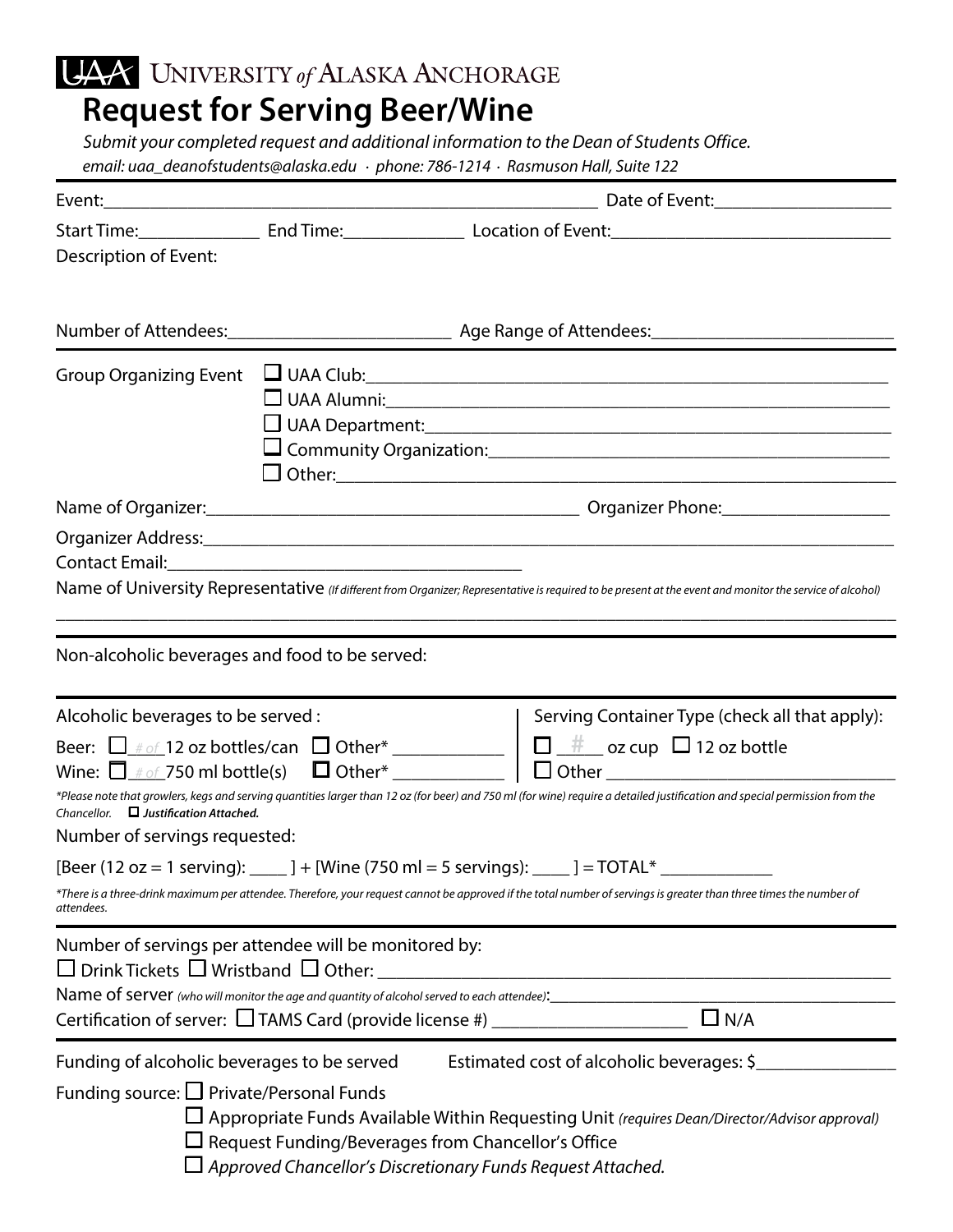UNIVERSITY *of* ALASKA ANCHORAGE

# Request for Serving Beer/Wine

*Submit your completed request and additional information to the Dean of Students Office.*
*email: uaa_deanofstudents@alaska.edu · phone: 786-1214 · Rasmuson Hall, Suite 122*

---

Event:______________________________________________________ Date of Event:___________________

Start Time:_____________ End Time:_____________ Location of Event:_____________________________

Description of Event:

Number of Attendees:________________________ Age Range of Attendees:_________________________

Group Organizing Event

- ☐ UAA Club:__________________________________________________________
- ☐ UAA Alumni:________________________________________________________
- ☐ UAA Department:____________________________________________________
- ☐ Community Organization:______________________________________________
- ☐ Other:______________________________________________________________

Name of Organizer:________________________________________ Organizer Phone:_________________

Organizer Address:_________________________________________________________________________

Contact Email:______________________________________

Name of University Representative *(If different from Organizer; Representative is required to be present at the event and monitor the service of alcohol)*

_______________________________________________________________________________________________

---

Non-alcoholic beverages and food to be served:

---

Alcoholic beverages to be served :

Beer: ☐ _# of_ 12 oz bottles/can ☐ Other* ____________

Wine: ☐ _# of_ 750 ml bottle(s) ☐ Other* ____________

Serving Container Type (check all that apply):

☐ __#__ oz cup ☐ 12 oz bottle

☐ Other ________________________________

*Please note that growlers, kegs and serving quantities larger than 12 oz (for beer) and 750 ml (for wine) require a detailed justification and special permission from the Chancellor.* ☐ ***Justification Attached.***

Number of servings requested:

[Beer (12 oz = 1 serving): ____ ] + [Wine (750 ml = 5 servings): ____ ] = TOTAL* ____________

*There is a three-drink maximum per attendee. Therefore, your request cannot be approved if the total number of servings is greater than three times the number of attendees.*

---

Number of servings per attendee will be monitored by:

☐ Drink Tickets ☐ Wristband ☐ Other: _______________________________________________________

Name of server *(who will monitor the age and quantity of alcohol served to each attendee)*:_______________________________________

Certification of server: ☐ TAMS Card (provide license #) _____________________ ☐ N/A

---

Funding of alcoholic beverages to be served     Estimated cost of alcoholic beverages: $_______________

Funding source:

- ☐ Private/Personal Funds
- ☐ Appropriate Funds Available Within Requesting Unit *(requires Dean/Director/Advisor approval)*
- ☐ Request Funding/Beverages from Chancellor's Office
- ☐ *Approved Chancellor's Discretionary Funds Request Attached.*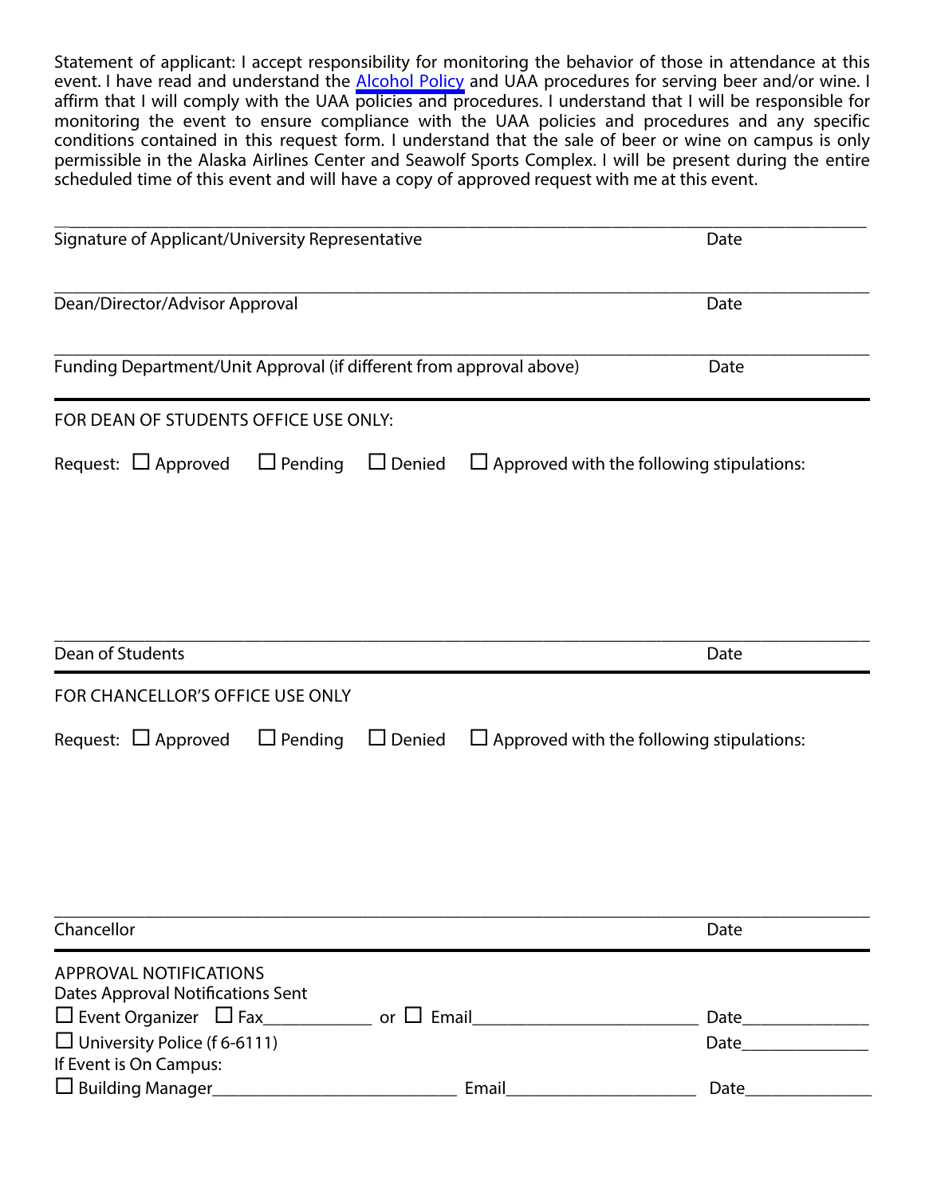Statement of applicant: I accept responsibility for monitoring the behavior of those in attendance at this event. I have read and understand the Alcohol Policy and UAA procedures for serving beer and/or wine. I affirm that I will comply with the UAA policies and procedures. I understand that I will be responsible for monitoring the event to ensure compliance with the UAA policies and procedures and any specific conditions contained in this request form. I understand that the sale of beer or wine on campus is only permissible in the Alaska Airlines Center and Seawolf Sports Complex. I will be present during the entire scheduled time of this event and will have a copy of approved request with me at this event.

_______________________________________________________________________________________

Signature of Applicant/University Representative                                                                Date

_______________________________________________________________________________________

Dean/Director/Advisor Approval                                                                                          Date

_______________________________________________________________________________________

Funding Department/Unit Approval (if different from approval above)                                     Date

---

FOR DEAN OF STUDENTS OFFICE USE ONLY:

Request: ☐ Approved ☐ Pending ☐ Denied ☐ Approved with the following stipulations:

_______________________________________________________________________________________

Dean of Students                                                                                                             Date

---

FOR CHANCELLOR'S OFFICE USE ONLY

Request: ☐ Approved ☐ Pending ☐ Denied ☐ Approved with the following stipulations:

_______________________________________________________________________________________

Chancellor                                                                                                                      Date

---

APPROVAL NOTIFICATIONS

Dates Approval Notifications Sent

☐ Event Organizer ☐ Fax___________ or ☐ Email_______________________ Date_____________

☐ University Police (f 6-6111)                                                                                 Date_____________

If Event is On Campus:

☐ Building Manager_________________________ Email____________________ Date_____________